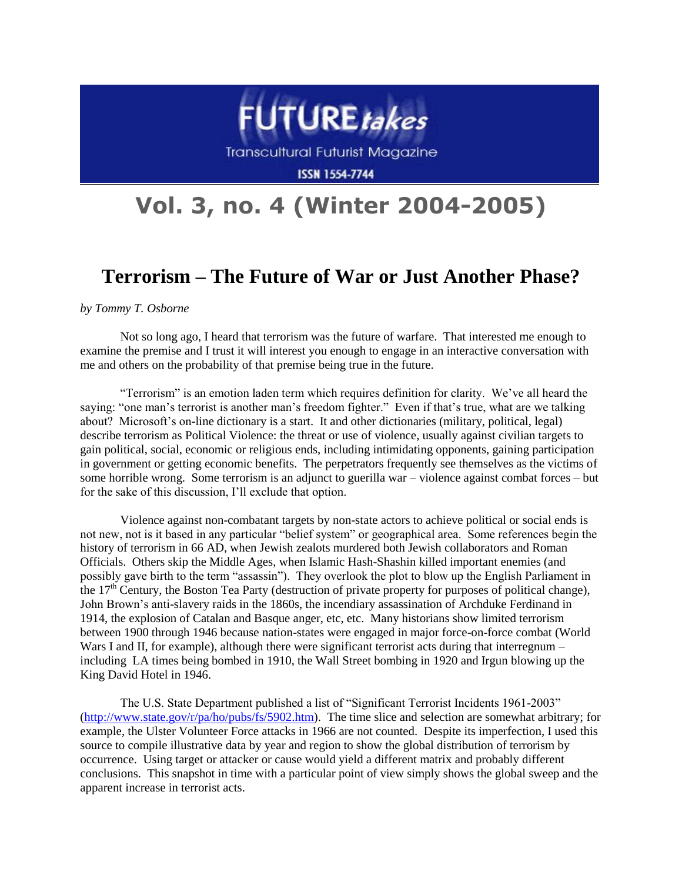FUTURE*takes*

Transcultural Futurist Magazine

ISSN 1554-7744

# Vol. 3, no. 4 (Winter 2004-2005)

## Terrorism – The Future of War or Just Another Phase?

*by Tommy T. Osborne*

Not so long ago, I heard that terrorism was the future of warfare. That interested me enough to examine the premise and I trust it will interest you enough to engage in an interactive conversation with me and others on the probability of that premise being true in the future.

"Terrorism" is an emotion laden term which requires definition for clarity. We've all heard the saying: "one man's terrorist is another man's freedom fighter." Even if that's true, what are we talking about? Microsoft's on-line dictionary is a start. It and other dictionaries (military, political, legal) describe terrorism as Political Violence: the threat or use of violence, usually against civilian targets to gain political, social, economic or religious ends, including intimidating opponents, gaining participation in government or getting economic benefits. The perpetrators frequently see themselves as the victims of some horrible wrong. Some terrorism is an adjunct to guerilla war – violence against combat forces – but for the sake of this discussion, I'll exclude that option.

Violence against non-combatant targets by non-state actors to achieve political or social ends is not new, not is it based in any particular "belief system" or geographical area. Some references begin the history of terrorism in 66 AD, when Jewish zealots murdered both Jewish collaborators and Roman Officials. Others skip the Middle Ages, when Islamic Hash-Shashin killed important enemies (and possibly gave birth to the term "assassin"). They overlook the plot to blow up the English Parliament in the 17th Century, the Boston Tea Party (destruction of private property for purposes of political change), John Brown's anti-slavery raids in the 1860s, the incendiary assassination of Archduke Ferdinand in 1914, the explosion of Catalan and Basque anger, etc, etc. Many historians show limited terrorism between 1900 through 1946 because nation-states were engaged in major force-on-force combat (World Wars I and II, for example), although there were significant terrorist acts during that interregnum – including LA times being bombed in 1910, the Wall Street bombing in 1920 and Irgun blowing up the King David Hotel in 1946.

The U.S. State Department published a list of "Significant Terrorist Incidents 1961-2003" (http://www.state.gov/r/pa/ho/pubs/fs/5902.htm). The time slice and selection are somewhat arbitrary; for example, the Ulster Volunteer Force attacks in 1966 are not counted. Despite its imperfection, I used this source to compile illustrative data by year and region to show the global distribution of terrorism by occurrence. Using target or attacker or cause would yield a different matrix and probably different conclusions. This snapshot in time with a particular point of view simply shows the global sweep and the apparent increase in terrorist acts.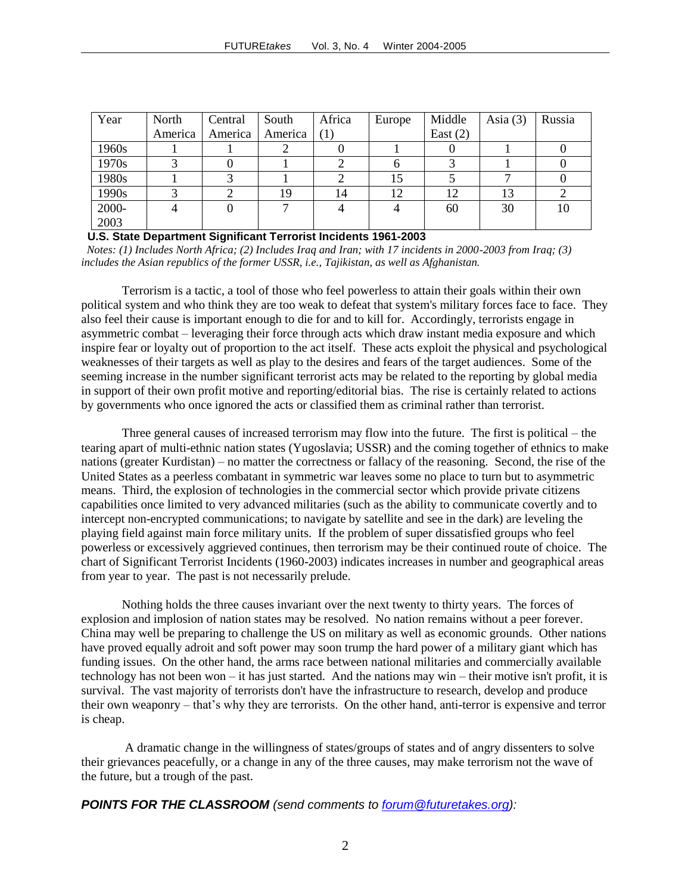| Year | North America | Central America | South America | Africa (1) | Europe | Middle East (2) | Asia (3) | Russia |
|---|---|---|---|---|---|---|---|---|
| 1960s | 1 | 1 | 2 | 0 | 1 | 0 | 1 | 0 |
| 1970s | 3 | 0 | 1 | 2 | 6 | 3 | 1 | 0 |
| 1980s | 1 | 3 | 1 | 2 | 15 | 5 | 7 | 0 |
| 1990s | 3 | 2 | 19 | 14 | 12 | 12 | 13 | 2 |
| 2000-2003 | 4 | 0 | 7 | 4 | 4 | 60 | 30 | 10 |

**U.S. State Department Significant Terrorist Incidents 1961-2003**

*Notes: (1) Includes North Africa; (2) Includes Iraq and Iran; with 17 incidents in 2000-2003 from Iraq; (3) includes the Asian republics of the former USSR, i.e., Tajikistan, as well as Afghanistan.*

Terrorism is a tactic, a tool of those who feel powerless to attain their goals within their own political system and who think they are too weak to defeat that system's military forces face to face. They also feel their cause is important enough to die for and to kill for. Accordingly, terrorists engage in asymmetric combat – leveraging their force through acts which draw instant media exposure and which inspire fear or loyalty out of proportion to the act itself. These acts exploit the physical and psychological weaknesses of their targets as well as play to the desires and fears of the target audiences. Some of the seeming increase in the number significant terrorist acts may be related to the reporting by global media in support of their own profit motive and reporting/editorial bias. The rise is certainly related to actions by governments who once ignored the acts or classified them as criminal rather than terrorist.

Three general causes of increased terrorism may flow into the future. The first is political – the tearing apart of multi-ethnic nation states (Yugoslavia; USSR) and the coming together of ethnics to make nations (greater Kurdistan) – no matter the correctness or fallacy of the reasoning. Second, the rise of the United States as a peerless combatant in symmetric war leaves some no place to turn but to asymmetric means. Third, the explosion of technologies in the commercial sector which provide private citizens capabilities once limited to very advanced militaries (such as the ability to communicate covertly and to intercept non-encrypted communications; to navigate by satellite and see in the dark) are leveling the playing field against main force military units. If the problem of super dissatisfied groups who feel powerless or excessively aggrieved continues, then terrorism may be their continued route of choice. The chart of Significant Terrorist Incidents (1960-2003) indicates increases in number and geographical areas from year to year. The past is not necessarily prelude.

Nothing holds the three causes invariant over the next twenty to thirty years. The forces of explosion and implosion of nation states may be resolved. No nation remains without a peer forever. China may well be preparing to challenge the US on military as well as economic grounds. Other nations have proved equally adroit and soft power may soon trump the hard power of a military giant which has funding issues. On the other hand, the arms race between national militaries and commercially available technology has not been won – it has just started. And the nations may win – their motive isn't profit, it is survival. The vast majority of terrorists don't have the infrastructure to research, develop and produce their own weaponry – that's why they are terrorists. On the other hand, anti-terror is expensive and terror is cheap.

A dramatic change in the willingness of states/groups of states and of angry dissenters to solve their grievances peacefully, or a change in any of the three causes, may make terrorism not the wave of the future, but a trough of the past.

***POINTS FOR THE CLASSROOM** (send comments to forum@futuretakes.org):*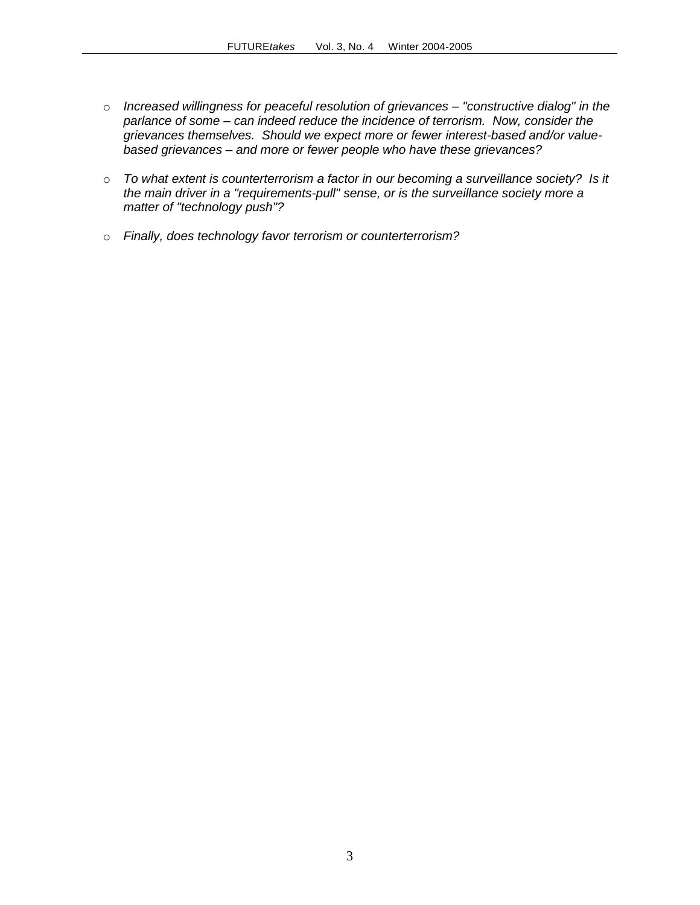- *Increased willingness for peaceful resolution of grievances – "constructive dialog" in the parlance of some – can indeed reduce the incidence of terrorism. Now, consider the grievances themselves. Should we expect more or fewer interest-based and/or value-based grievances – and more or fewer people who have these grievances?*

- *To what extent is counterterrorism a factor in our becoming a surveillance society? Is it the main driver in a "requirements-pull" sense, or is the surveillance society more a matter of "technology push"?*

- *Finally, does technology favor terrorism or counterterrorism?*